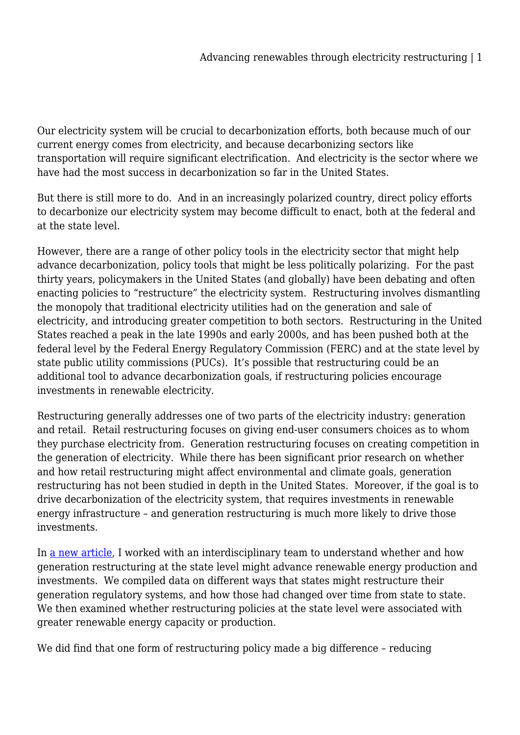Our electricity system will be crucial to decarbonization efforts, both because much of our current energy comes from electricity, and because decarbonizing sectors like transportation will require significant electrification. And electricity is the sector where we have had the most success in decarbonization so far in the United States.

But there is still more to do. And in an increasingly polarized country, direct policy efforts to decarbonize our electricity system may become difficult to enact, both at the federal and at the state level.

However, there are a range of other policy tools in the electricity sector that might help advance decarbonization, policy tools that might be less politically polarizing. For the past thirty years, policymakers in the United States (and globally) have been debating and often enacting policies to "restructure" the electricity system. Restructuring involves dismantling the monopoly that traditional electricity utilities had on the generation and sale of electricity, and introducing greater competition to both sectors. Restructuring in the United States reached a peak in the late 1990s and early 2000s, and has been pushed both at the federal level by the Federal Energy Regulatory Commission (FERC) and at the state level by state public utility commissions (PUCs). It's possible that restructuring could be an additional tool to advance decarbonization goals, if restructuring policies encourage investments in renewable electricity.

Restructuring generally addresses one of two parts of the electricity industry: generation and retail. Retail restructuring focuses on giving end-user consumers choices as to whom they purchase electricity from. Generation restructuring focuses on creating competition in the generation of electricity. While there has been significant prior research on whether and how retail restructuring might affect environmental and climate goals, generation restructuring has not been studied in depth in the United States. Moreover, if the goal is to drive decarbonization of the electricity system, that requires investments in renewable energy infrastructure – and generation restructuring is much more likely to drive those investments.

In [a new article](), I worked with an interdisciplinary team to understand whether and how generation restructuring at the state level might advance renewable energy production and investments. We compiled data on different ways that states might restructure their generation regulatory systems, and how those had changed over time from state to state. We then examined whether restructuring policies at the state level were associated with greater renewable energy capacity or production.

We did find that one form of restructuring policy made a big difference – reducing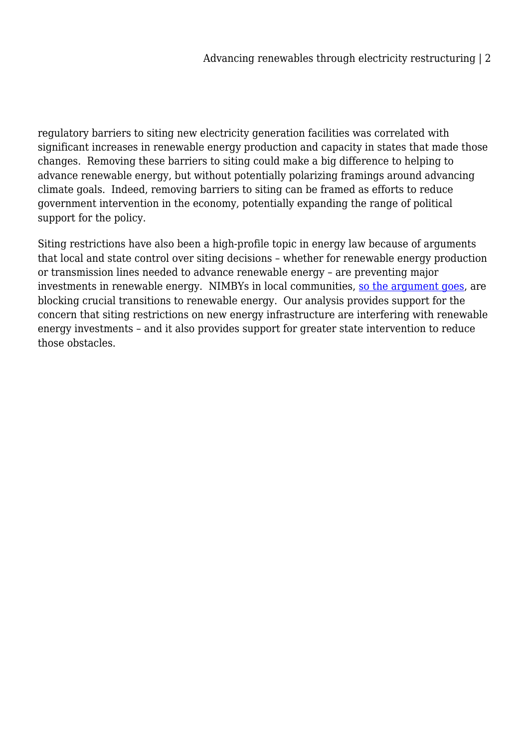regulatory barriers to siting new electricity generation facilities was correlated with significant increases in renewable energy production and capacity in states that made those changes. Removing these barriers to siting could make a big difference to helping to advance renewable energy, but without potentially polarizing framings around advancing climate goals. Indeed, removing barriers to siting can be framed as efforts to reduce government intervention in the economy, potentially expanding the range of political support for the policy.

Siting restrictions have also been a high-profile topic in energy law because of arguments that local and state control over siting decisions – whether for renewable energy production or transmission lines needed to advance renewable energy – are preventing major investments in renewable energy. NIMBYs in local communities, so the argument goes, are blocking crucial transitions to renewable energy. Our analysis provides support for the concern that siting restrictions on new energy infrastructure are interfering with renewable energy investments – and it also provides support for greater state intervention to reduce those obstacles.